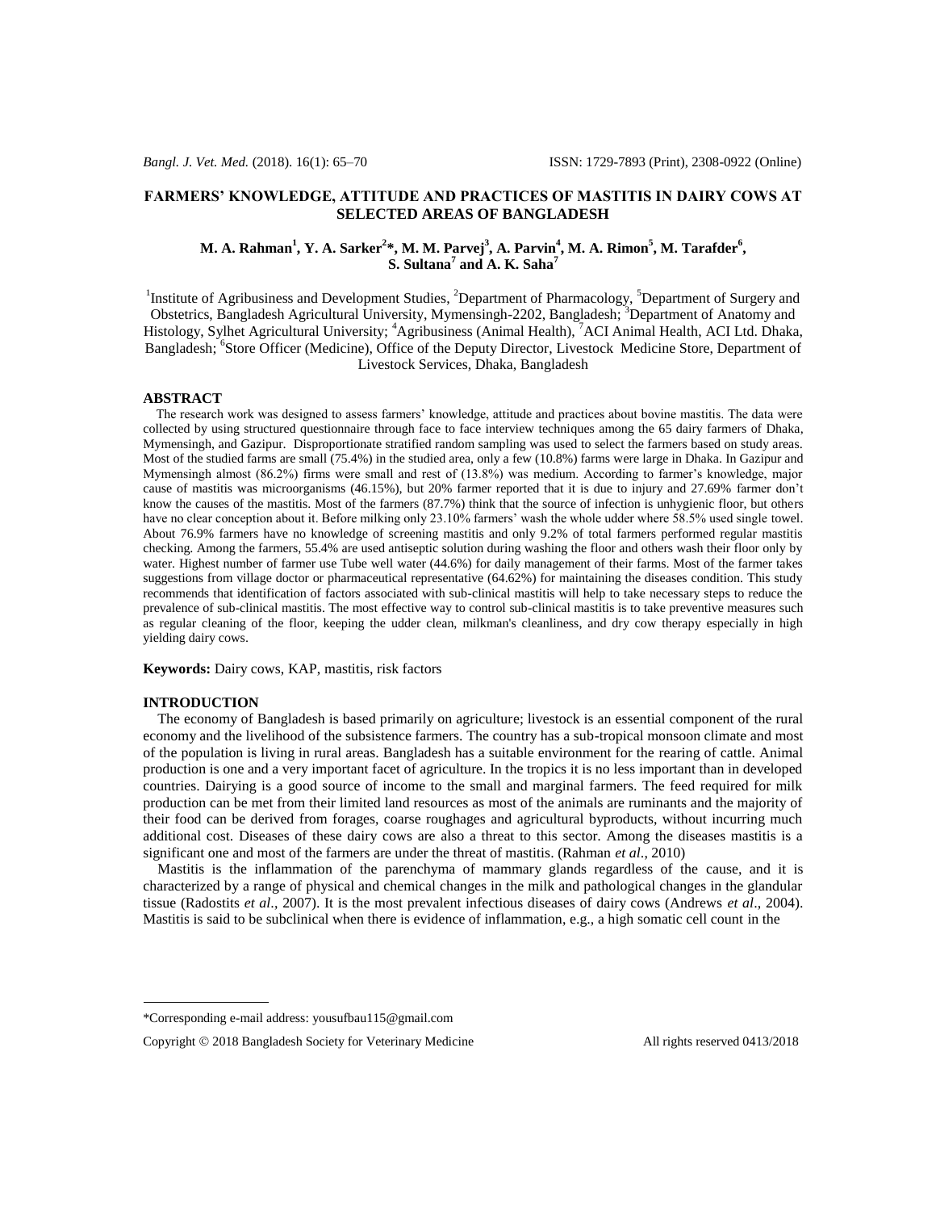# FARMERS' KNOWLEDGE, ATTITUDE AND PRACTICES OF MASTITIS IN DAIRY COWS AT SELECTED AREAS OF BANGLADESH

**M. A. Rahman[1], Y. A. Sarker[2]*, M. M. Parvej[3], A. Parvin[4], M. A. Rimon[5], M. Tarafder[6], S. Sultana[7] and A. K. Saha[7]**

[1]Institute of Agribusiness and Development Studies, [2]Department of Pharmacology, [5]Department of Surgery and Obstetrics, Bangladesh Agricultural University, Mymensingh-2202, Bangladesh; [3]Department of Anatomy and Histology, Sylhet Agricultural University; [4]Agribusiness (Animal Health), [7]ACI Animal Health, ACI Ltd. Dhaka, Bangladesh; [6]Store Officer (Medicine), Office of the Deputy Director, Livestock Medicine Store, Department of Livestock Services, Dhaka, Bangladesh

## ABSTRACT

The research work was designed to assess farmers' knowledge, attitude and practices about bovine mastitis. The data were collected by using structured questionnaire through face to face interview techniques among the 65 dairy farmers of Dhaka, Mymensingh, and Gazipur. Disproportionate stratified random sampling was used to select the farmers based on study areas. Most of the studied farms are small (75.4%) in the studied area, only a few (10.8%) farms were large in Dhaka. In Gazipur and Mymensingh almost (86.2%) firms were small and rest of (13.8%) was medium. According to farmer's knowledge, major cause of mastitis was microorganisms (46.15%), but 20% farmer reported that it is due to injury and 27.69% farmer don't know the causes of the mastitis. Most of the farmers (87.7%) think that the source of infection is unhygienic floor, but others have no clear conception about it. Before milking only 23.10% farmers' wash the whole udder where 58.5% used single towel. About 76.9% farmers have no knowledge of screening mastitis and only 9.2% of total farmers performed regular mastitis checking. Among the farmers, 55.4% are used antiseptic solution during washing the floor and others wash their floor only by water. Highest number of farmer use Tube well water (44.6%) for daily management of their farms. Most of the farmer takes suggestions from village doctor or pharmaceutical representative (64.62%) for maintaining the diseases condition. This study recommends that identification of factors associated with sub-clinical mastitis will help to take necessary steps to reduce the prevalence of sub-clinical mastitis. The most effective way to control sub-clinical mastitis is to take preventive measures such as regular cleaning of the floor, keeping the udder clean, milkman's cleanliness, and dry cow therapy especially in high yielding dairy cows.

**Keywords:** Dairy cows, KAP, mastitis, risk factors

## INTRODUCTION

The economy of Bangladesh is based primarily on agriculture; livestock is an essential component of the rural economy and the livelihood of the subsistence farmers. The country has a sub-tropical monsoon climate and most of the population is living in rural areas. Bangladesh has a suitable environment for the rearing of cattle. Animal production is one and a very important facet of agriculture. In the tropics it is no less important than in developed countries. Dairying is a good source of income to the small and marginal farmers. The feed required for milk production can be met from their limited land resources as most of the animals are ruminants and the majority of their food can be derived from forages, coarse roughages and agricultural byproducts, without incurring much additional cost. Diseases of these dairy cows are also a threat to this sector. Among the diseases mastitis is a significant one and most of the farmers are under the threat of mastitis. (Rahman *et al*., 2010)

Mastitis is the inflammation of the parenchyma of mammary glands regardless of the cause, and it is characterized by a range of physical and chemical changes in the milk and pathological changes in the glandular tissue (Radostits *et al*., 2007). It is the most prevalent infectious diseases of dairy cows (Andrews *et al*., 2004). Mastitis is said to be subclinical when there is evidence of inflammation, e.g., a high somatic cell count in the

*Corresponding e-mail address: yousufbau115@gmail.com

Copyright © 2018 Bangladesh Society for Veterinary Medicine All rights reserved 0413/2018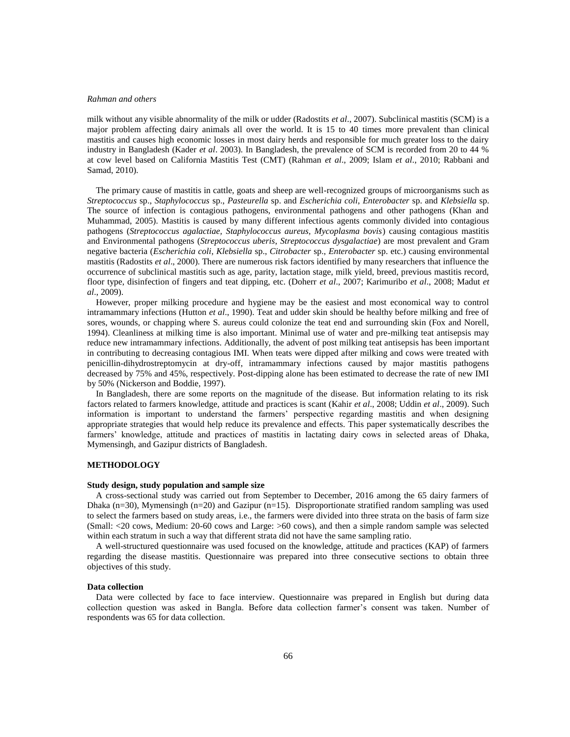milk without any visible abnormality of the milk or udder (Radostits *et al*., 2007). Subclinical mastitis (SCM) is a major problem affecting dairy animals all over the world. It is 15 to 40 times more prevalent than clinical mastitis and causes high economic losses in most dairy herds and responsible for much greater loss to the dairy industry in Bangladesh (Kader *et al*. 2003). In Bangladesh, the prevalence of SCM is recorded from 20 to 44 % at cow level based on California Mastitis Test (CMT) (Rahman *et al*., 2009; Islam *et al*., 2010; Rabbani and Samad, 2010).

The primary cause of mastitis in cattle, goats and sheep are well-recognized groups of microorganisms such as *Streptococcus* sp., *Staphylococcus* sp., *Pasteurella* sp. and *Escherichia coli*, *Enterobacter* sp. and *Klebsiella* sp. The source of infection is contagious pathogens, environmental pathogens and other pathogens (Khan and Muhammad, 2005). Mastitis is caused by many different infectious agents commonly divided into contagious pathogens (*Streptococcus agalactiae*, *Staphylococcus aureus*, *Mycoplasma bovis*) causing contagious mastitis and Environmental pathogens (*Streptococcus uberis*, *Streptococcus dysgalactiae*) are most prevalent and Gram negative bacteria (*Escherichia coli*, *Klebsiella* sp., *Citrobacter* sp., *Enterobacter* sp. etc.) causing environmental mastitis (Radostits *et al*., 2000). There are numerous risk factors identified by many researchers that influence the occurrence of subclinical mastitis such as age, parity, lactation stage, milk yield, breed, previous mastitis record, floor type, disinfection of fingers and teat dipping, etc. (Doherr *et al*., 2007; Karimuribo *et al*., 2008; Madut *et al*., 2009).

However, proper milking procedure and hygiene may be the easiest and most economical way to control intramammary infections (Hutton *et al*., 1990). Teat and udder skin should be healthy before milking and free of sores, wounds, or chapping where S. aureus could colonize the teat end and surrounding skin (Fox and Norell, 1994). Cleanliness at milking time is also important. Minimal use of water and pre-milking teat antisepsis may reduce new intramammary infections. Additionally, the advent of post milking teat antisepsis has been important in contributing to decreasing contagious IMI. When teats were dipped after milking and cows were treated with penicillin-dihydrostreptomycin at dry-off, intramammary infections caused by major mastitis pathogens decreased by 75% and 45%, respectively. Post-dipping alone has been estimated to decrease the rate of new IMI by 50% (Nickerson and Boddie, 1997).

In Bangladesh, there are some reports on the magnitude of the disease. But information relating to its risk factors related to farmers knowledge, attitude and practices is scant (Kahir *et al*., 2008; Uddin *et al*., 2009). Such information is important to understand the farmers' perspective regarding mastitis and when designing appropriate strategies that would help reduce its prevalence and effects. This paper systematically describes the farmers' knowledge, attitude and practices of mastitis in lactating dairy cows in selected areas of Dhaka, Mymensingh, and Gazipur districts of Bangladesh.

## METHODOLOGY

### Study design, study population and sample size

A cross-sectional study was carried out from September to December, 2016 among the 65 dairy farmers of Dhaka (n=30), Mymensingh (n=20) and Gazipur (n=15). Disproportionate stratified random sampling was used to select the farmers based on study areas, i.e., the farmers were divided into three strata on the basis of farm size (Small: <20 cows, Medium: 20-60 cows and Large: >60 cows), and then a simple random sample was selected within each stratum in such a way that different strata did not have the same sampling ratio.

A well-structured questionnaire was used focused on the knowledge, attitude and practices (KAP) of farmers regarding the disease mastitis. Questionnaire was prepared into three consecutive sections to obtain three objectives of this study.

### Data collection

Data were collected by face to face interview. Questionnaire was prepared in English but during data collection question was asked in Bangla. Before data collection farmer's consent was taken. Number of respondents was 65 for data collection.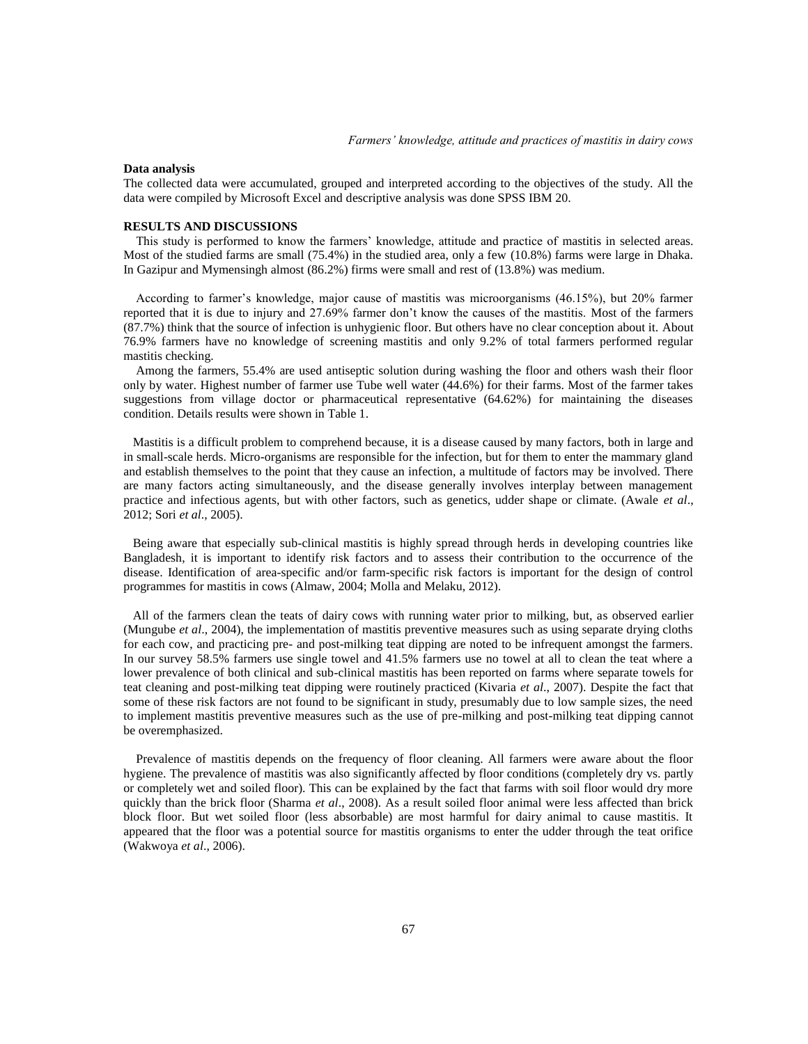### Data analysis

The collected data were accumulated, grouped and interpreted according to the objectives of the study. All the data were compiled by Microsoft Excel and descriptive analysis was done SPSS IBM 20.

## RESULTS AND DISCUSSIONS

This study is performed to know the farmers' knowledge, attitude and practice of mastitis in selected areas. Most of the studied farms are small (75.4%) in the studied area, only a few (10.8%) farms were large in Dhaka. In Gazipur and Mymensingh almost (86.2%) firms were small and rest of (13.8%) was medium.

According to farmer's knowledge, major cause of mastitis was microorganisms (46.15%), but 20% farmer reported that it is due to injury and 27.69% farmer don't know the causes of the mastitis. Most of the farmers (87.7%) think that the source of infection is unhygienic floor. But others have no clear conception about it. About 76.9% farmers have no knowledge of screening mastitis and only 9.2% of total farmers performed regular mastitis checking.

Among the farmers, 55.4% are used antiseptic solution during washing the floor and others wash their floor only by water. Highest number of farmer use Tube well water (44.6%) for their farms. Most of the farmer takes suggestions from village doctor or pharmaceutical representative (64.62%) for maintaining the diseases condition. Details results were shown in Table 1.

Mastitis is a difficult problem to comprehend because, it is a disease caused by many factors, both in large and in small-scale herds. Micro-organisms are responsible for the infection, but for them to enter the mammary gland and establish themselves to the point that they cause an infection, a multitude of factors may be involved. There are many factors acting simultaneously, and the disease generally involves interplay between management practice and infectious agents, but with other factors, such as genetics, udder shape or climate. (Awale *et al*., 2012; Sori *et al*., 2005).

Being aware that especially sub-clinical mastitis is highly spread through herds in developing countries like Bangladesh, it is important to identify risk factors and to assess their contribution to the occurrence of the disease. Identification of area-specific and/or farm-specific risk factors is important for the design of control programmes for mastitis in cows (Almaw, 2004; Molla and Melaku, 2012).

All of the farmers clean the teats of dairy cows with running water prior to milking, but, as observed earlier (Mungube *et al*., 2004), the implementation of mastitis preventive measures such as using separate drying cloths for each cow, and practicing pre- and post-milking teat dipping are noted to be infrequent amongst the farmers. In our survey 58.5% farmers use single towel and 41.5% farmers use no towel at all to clean the teat where a lower prevalence of both clinical and sub-clinical mastitis has been reported on farms where separate towels for teat cleaning and post-milking teat dipping were routinely practiced (Kivaria *et al*., 2007). Despite the fact that some of these risk factors are not found to be significant in study, presumably due to low sample sizes, the need to implement mastitis preventive measures such as the use of pre-milking and post-milking teat dipping cannot be overemphasized.

Prevalence of mastitis depends on the frequency of floor cleaning. All farmers were aware about the floor hygiene. The prevalence of mastitis was also significantly affected by floor conditions (completely dry vs. partly or completely wet and soiled floor). This can be explained by the fact that farms with soil floor would dry more quickly than the brick floor (Sharma *et al*., 2008). As a result soiled floor animal were less affected than brick block floor. But wet soiled floor (less absorbable) are most harmful for dairy animal to cause mastitis. It appeared that the floor was a potential source for mastitis organisms to enter the udder through the teat orifice (Wakwoya *et al*., 2006).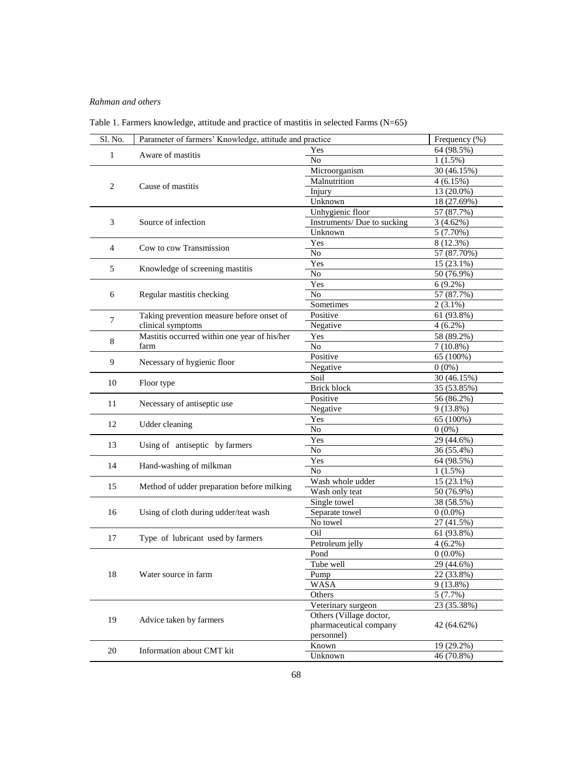Table 1. Farmers knowledge, attitude and practice of mastitis in selected Farms (N=65)

| Sl. No. | Parameter of farmers' Knowledge, attitude and practice | | Frequency (%) |
|---|---|---|---|
| 1 | Aware of mastitis | Yes | 64 (98.5%) |
| | | No | 1 (1.5%) |
| 2 | Cause of mastitis | Microorganism | 30 (46.15%) |
| | | Malnutrition | 4 (6.15%) |
| | | Injury | 13 (20.0%) |
| | | Unknown | 18 (27.69%) |
| 3 | Source of infection | Unhygienic floor | 57 (87.7%) |
| | | Instruments/ Due to sucking | 3 (4.62%) |
| | | Unknown | 5 (7.70%) |
| 4 | Cow to cow Transmission | Yes | 8 (12.3%) |
| | | No | 57 (87.70%) |
| 5 | Knowledge of screening mastitis | Yes | 15 (23.1%) |
| | | No | 50 (76.9%) |
| 6 | Regular mastitis checking | Yes | 6 (9.2%) |
| | | No | 57 (87.7%) |
| | | Sometimes | 2 (3.1%) |
| 7 | Taking prevention measure before onset of clinical symptoms | Positive | 61 (93.8%) |
| | | Negative | 4 (6.2%) |
| 8 | Mastitis occurred within one year of his/her farm | Yes | 58 (89.2%) |
| | | No | 7 (10.8%) |
| 9 | Necessary of hygienic floor | Positive | 65 (100%) |
| | | Negative | 0 (0%) |
| 10 | Floor type | Soil | 30 (46.15%) |
| | | Brick block | 35 (53.85%) |
| 11 | Necessary of antiseptic use | Positive | 56 (86.2%) |
| | | Negative | 9 (13.8%) |
| 12 | Udder cleaning | Yes | 65 (100%) |
| | | No | 0 (0%) |
| 13 | Using of antiseptic by farmers | Yes | 29 (44.6%) |
| | | No | 36 (55.4%) |
| 14 | Hand-washing of milkman | Yes | 64 (98.5%) |
| | | No | 1 (1.5%) |
| 15 | Method of udder preparation before milking | Wash whole udder | 15 (23.1%) |
| | | Wash only teat | 50 (76.9%) |
| 16 | Using of cloth during udder/teat wash | Single towel | 38 (58.5%) |
| | | Separate towel | 0 (0.0%) |
| | | No towel | 27 (41.5%) |
| 17 | Type of lubricant used by farmers | Oil | 61 (93.8%) |
| | | Petroleum jelly | 4 (6.2%) |
| 18 | Water source in farm | Pond | 0 (0.0%) |
| | | Tube well | 29 (44.6%) |
| | | Pump | 22 (33.8%) |
| | | WASA | 9 (13.8%) |
| | | Others | 5 (7.7%) |
| 19 | Advice taken by farmers | Veterinary surgeon | 23 (35.38%) |
| | | Others (Village doctor, pharmaceutical company personnel) | 42 (64.62%) |
| 20 | Information about CMT kit | Known | 19 (29.2%) |
| | | Unknown | 46 (70.8%) |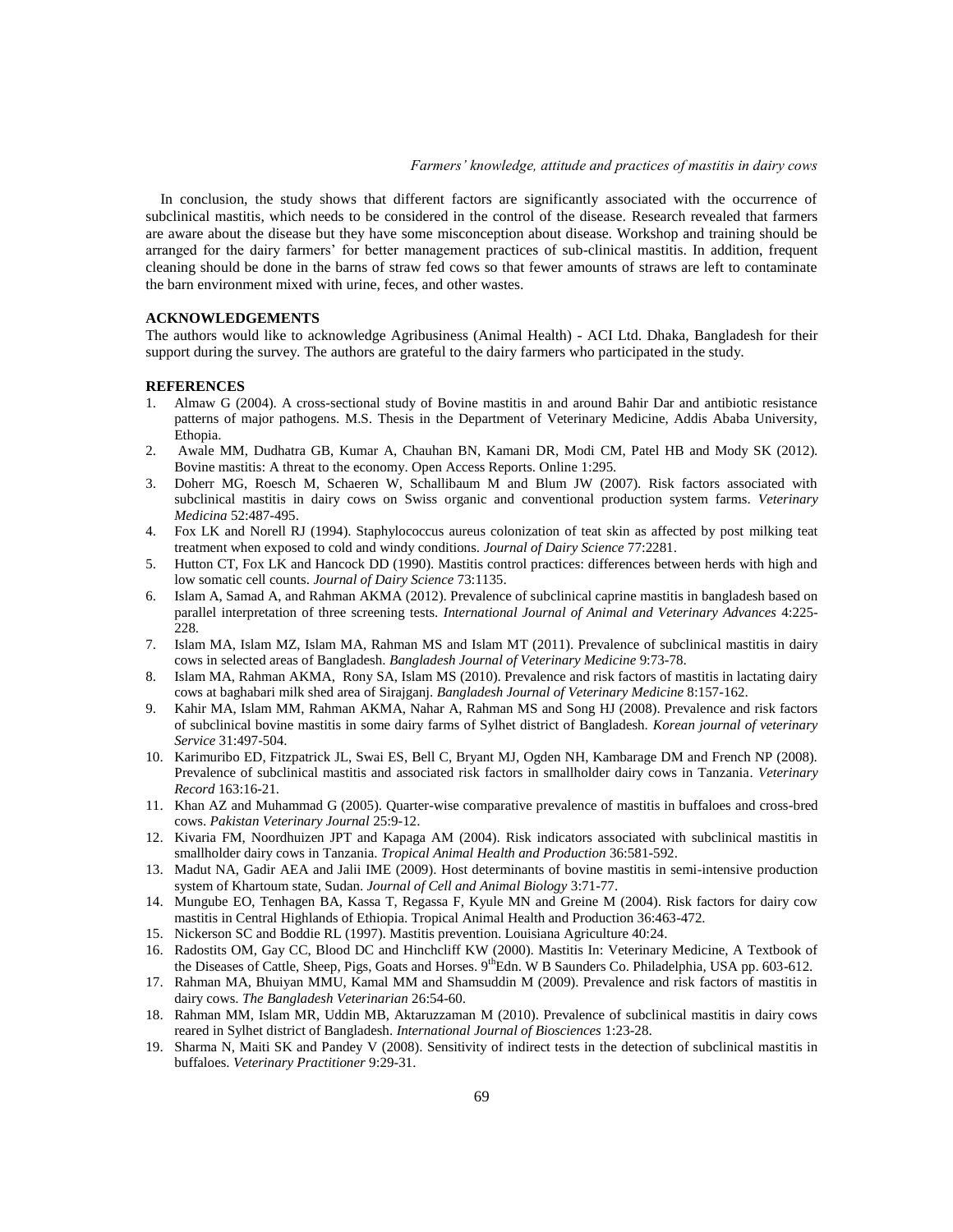In conclusion, the study shows that different factors are significantly associated with the occurrence of subclinical mastitis, which needs to be considered in the control of the disease. Research revealed that farmers are aware about the disease but they have some misconception about disease. Workshop and training should be arranged for the dairy farmers' for better management practices of sub-clinical mastitis. In addition, frequent cleaning should be done in the barns of straw fed cows so that fewer amounts of straws are left to contaminate the barn environment mixed with urine, feces, and other wastes.

## ACKNOWLEDGEMENTS

The authors would like to acknowledge Agribusiness (Animal Health) - ACI Ltd. Dhaka, Bangladesh for their support during the survey. The authors are grateful to the dairy farmers who participated in the study.

## REFERENCES

1. Almaw G (2004). A cross-sectional study of Bovine mastitis in and around Bahir Dar and antibiotic resistance patterns of major pathogens. M.S. Thesis in the Department of Veterinary Medicine, Addis Ababa University, Ethopia.
2. Awale MM, Dudhatra GB, Kumar A, Chauhan BN, Kamani DR, Modi CM, Patel HB and Mody SK (2012). Bovine mastitis: A threat to the economy. Open Access Reports. Online 1:295.
3. Doherr MG, Roesch M, Schaeren W, Schallibaum M and Blum JW (2007). Risk factors associated with subclinical mastitis in dairy cows on Swiss organic and conventional production system farms. *Veterinary Medicina* 52:487-495.
4. Fox LK and Norell RJ (1994). Staphylococcus aureus colonization of teat skin as affected by post milking teat treatment when exposed to cold and windy conditions. *Journal of Dairy Science* 77:2281.
5. Hutton CT, Fox LK and Hancock DD (1990). Mastitis control practices: differences between herds with high and low somatic cell counts. *Journal of Dairy Science* 73:1135.
6. Islam A, Samad A, and Rahman AKMA (2012). Prevalence of subclinical caprine mastitis in bangladesh based on parallel interpretation of three screening tests. *International Journal of Animal and Veterinary Advances* 4:225-228.
7. Islam MA, Islam MZ, Islam MA, Rahman MS and Islam MT (2011). Prevalence of subclinical mastitis in dairy cows in selected areas of Bangladesh. *Bangladesh Journal of Veterinary Medicine* 9:73-78.
8. Islam MA, Rahman AKMA, Rony SA, Islam MS (2010). Prevalence and risk factors of mastitis in lactating dairy cows at baghabari milk shed area of Sirajganj. *Bangladesh Journal of Veterinary Medicine* 8:157-162.
9. Kahir MA, Islam MM, Rahman AKMA, Nahar A, Rahman MS and Song HJ (2008). Prevalence and risk factors of subclinical bovine mastitis in some dairy farms of Sylhet district of Bangladesh. *Korean journal of veterinary Service* 31:497-504.
10. Karimuribo ED, Fitzpatrick JL, Swai ES, Bell C, Bryant MJ, Ogden NH, Kambarage DM and French NP (2008). Prevalence of subclinical mastitis and associated risk factors in smallholder dairy cows in Tanzania. *Veterinary Record* 163:16-21.
11. Khan AZ and Muhammad G (2005). Quarter-wise comparative prevalence of mastitis in buffaloes and cross-bred cows. *Pakistan Veterinary Journal* 25:9-12.
12. Kivaria FM, Noordhuizen JPT and Kapaga AM (2004). Risk indicators associated with subclinical mastitis in smallholder dairy cows in Tanzania. *Tropical Animal Health and Production* 36:581-592.
13. Madut NA, Gadir AEA and Jalii IME (2009). Host determinants of bovine mastitis in semi-intensive production system of Khartoum state, Sudan. *Journal of Cell and Animal Biology* 3:71-77.
14. Mungube EO, Tenhagen BA, Kassa T, Regassa F, Kyule MN and Greine M (2004). Risk factors for dairy cow mastitis in Central Highlands of Ethiopia. Tropical Animal Health and Production 36:463-472.
15. Nickerson SC and Boddie RL (1997). Mastitis prevention. Louisiana Agriculture 40:24.
16. Radostits OM, Gay CC, Blood DC and Hinchcliff KW (2000). Mastitis In: Veterinary Medicine, A Textbook of the Diseases of Cattle, Sheep, Pigs, Goats and Horses. 9th Edn. W B Saunders Co. Philadelphia, USA pp. 603-612.
17. Rahman MA, Bhuiyan MMU, Kamal MM and Shamsuddin M (2009). Prevalence and risk factors of mastitis in dairy cows. *The Bangladesh Veterinarian* 26:54-60.
18. Rahman MM, Islam MR, Uddin MB, Aktaruzzaman M (2010). Prevalence of subclinical mastitis in dairy cows reared in Sylhet district of Bangladesh. *International Journal of Biosciences* 1:23-28.
19. Sharma N, Maiti SK and Pandey V (2008). Sensitivity of indirect tests in the detection of subclinical mastitis in buffaloes. *Veterinary Practitioner* 9:29-31.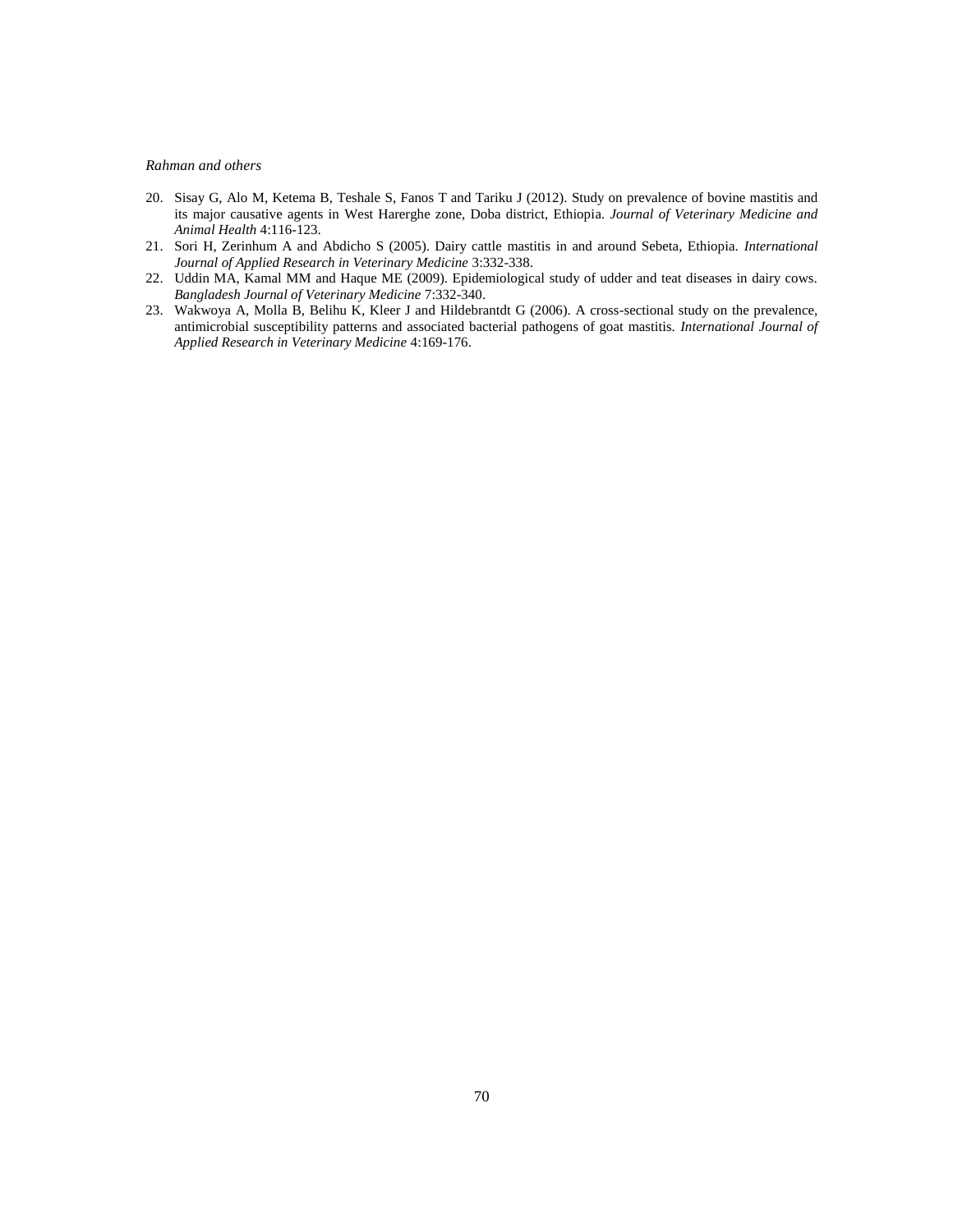20. Sisay G, Alo M, Ketema B, Teshale S, Fanos T and Tariku J (2012). Study on prevalence of bovine mastitis and its major causative agents in West Harerghe zone, Doba district, Ethiopia. *Journal of Veterinary Medicine and Animal Health* 4:116-123.
21. Sori H, Zerinhum A and Abdicho S (2005). Dairy cattle mastitis in and around Sebeta, Ethiopia. *International Journal of Applied Research in Veterinary Medicine* 3:332-338.
22. Uddin MA, Kamal MM and Haque ME (2009). Epidemiological study of udder and teat diseases in dairy cows. *Bangladesh Journal of Veterinary Medicine* 7:332-340.
23. Wakwoya A, Molla B, Belihu K, Kleer J and Hildebrantdt G (2006). A cross-sectional study on the prevalence, antimicrobial susceptibility patterns and associated bacterial pathogens of goat mastitis. *International Journal of Applied Research in Veterinary Medicine* 4:169-176.